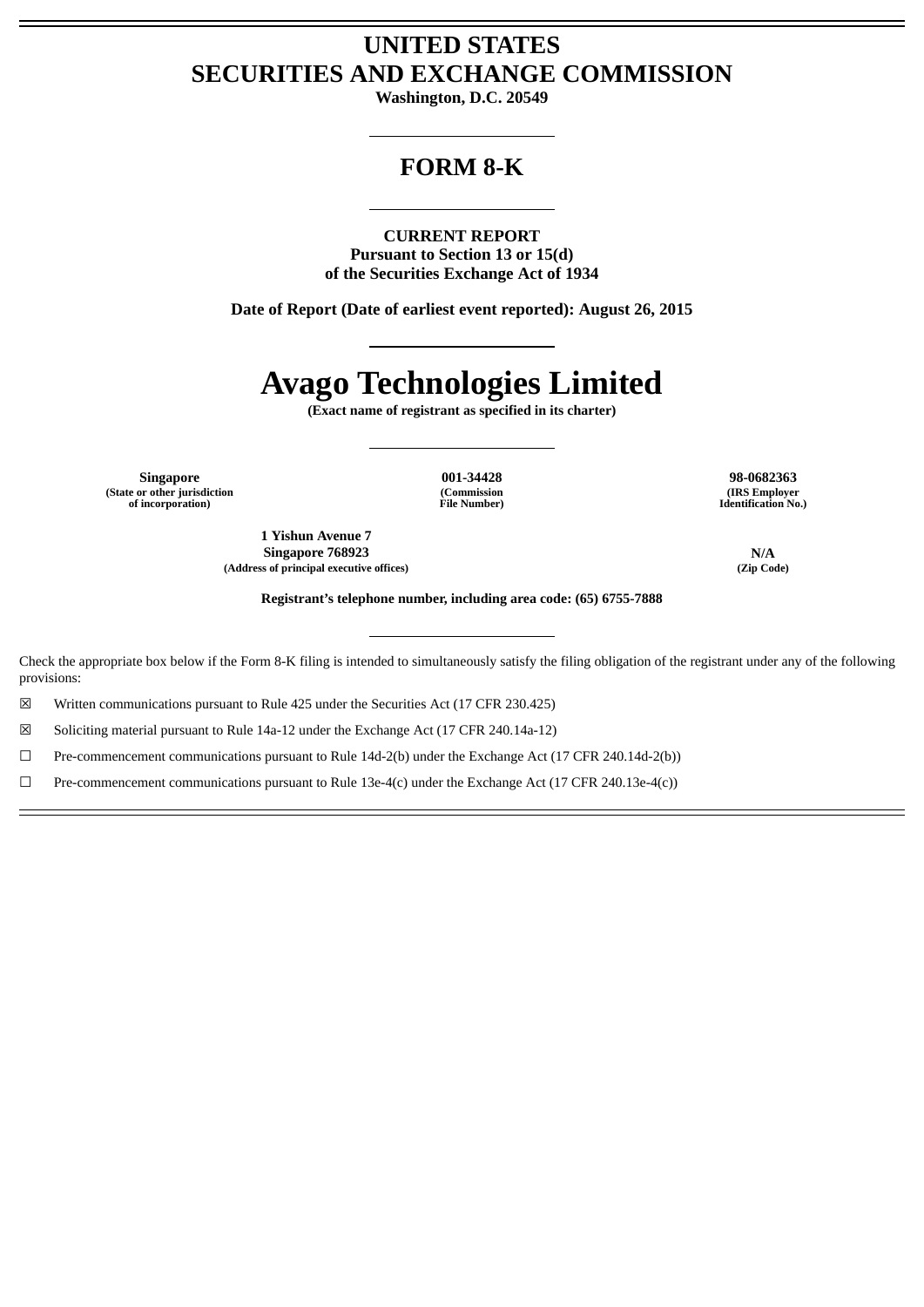# UNITED STATES
# SECURITIES AND EXCHANGE COMMISSION

**Washington, D.C. 20549**

---

# FORM 8-K

---

**CURRENT REPORT**
**Pursuant to Section 13 or 15(d)**
**of the Securities Exchange Act of 1934**

**Date of Report (Date of earliest event reported): August 26, 2015**

---

# Avago Technologies Limited

**(Exact name of registrant as specified in its charter)**

---

| **Singapore** | **001-34428** | **98-0682363** |
|---|---|---|
| **(State or other jurisdiction of incorporation)** | **(Commission File Number)** | **(IRS Employer Identification No.)** |

| **1 Yishun Avenue 7 Singapore 768923** | **N/A** |
|---|---|
| **(Address of principal executive offices)** | **(Zip Code)** |

**Registrant's telephone number, including area code: (65) 6755-7888**

---

Check the appropriate box below if the Form 8-K filing is intended to simultaneously satisfy the filing obligation of the registrant under any of the following provisions:

☒ Written communications pursuant to Rule 425 under the Securities Act (17 CFR 230.425)

☒ Soliciting material pursuant to Rule 14a-12 under the Exchange Act (17 CFR 240.14a-12)

☐ Pre-commencement communications pursuant to Rule 14d-2(b) under the Exchange Act (17 CFR 240.14d-2(b))

☐ Pre-commencement communications pursuant to Rule 13e-4(c) under the Exchange Act (17 CFR 240.13e-4(c))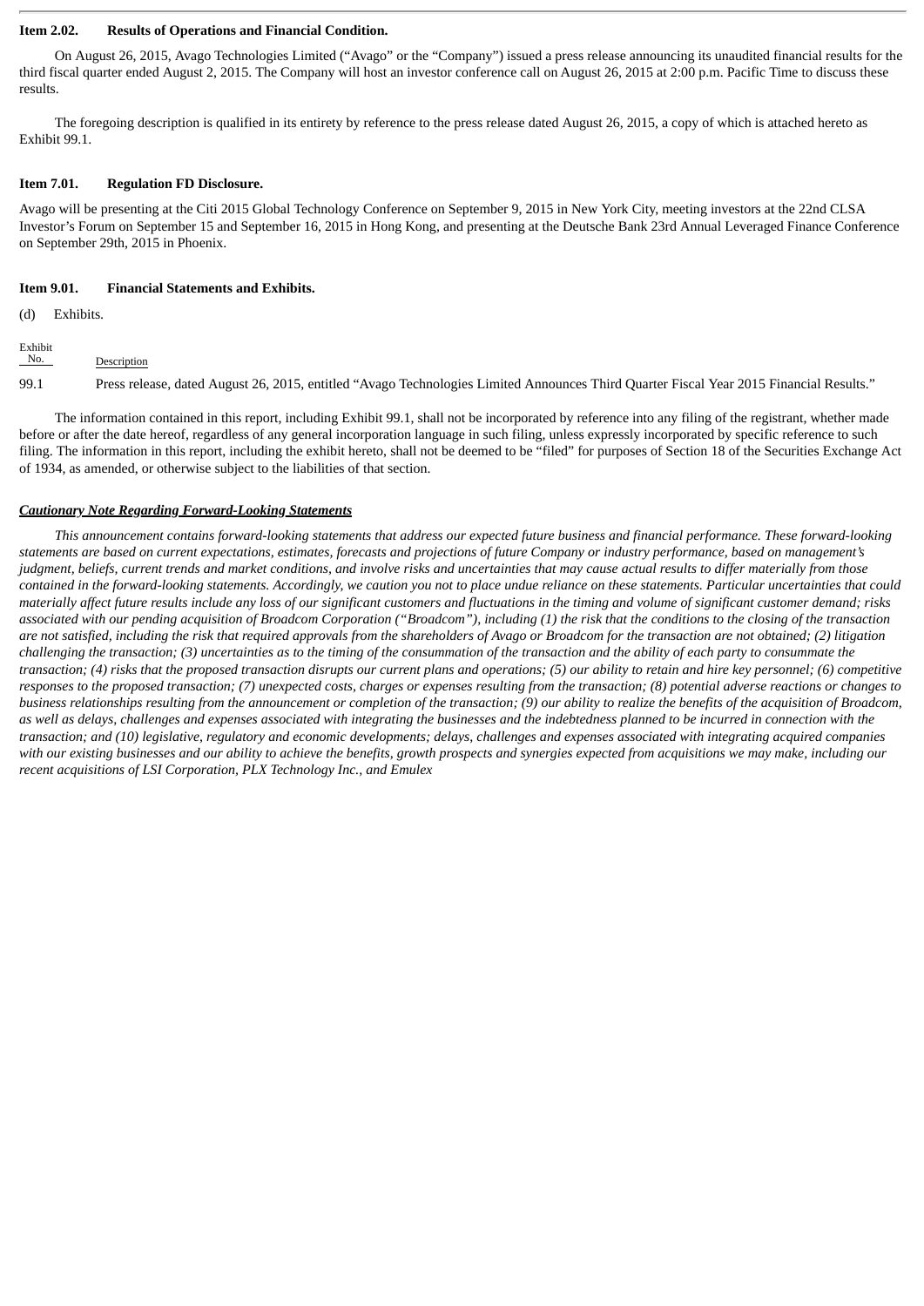**Item 2.02. Results of Operations and Financial Condition.**

On August 26, 2015, Avago Technologies Limited ("Avago" or the "Company") issued a press release announcing its unaudited financial results for the third fiscal quarter ended August 2, 2015. The Company will host an investor conference call on August 26, 2015 at 2:00 p.m. Pacific Time to discuss these results.

The foregoing description is qualified in its entirety by reference to the press release dated August 26, 2015, a copy of which is attached hereto as Exhibit 99.1.

**Item 7.01. Regulation FD Disclosure.**

Avago will be presenting at the Citi 2015 Global Technology Conference on September 9, 2015 in New York City, meeting investors at the 22nd CLSA Investor's Forum on September 15 and September 16, 2015 in Hong Kong, and presenting at the Deutsche Bank 23rd Annual Leveraged Finance Conference on September 29th, 2015 in Phoenix.

**Item 9.01. Financial Statements and Exhibits.**

(d) Exhibits.

| Exhibit No. | Description |
|---|---|
| 99.1 | Press release, dated August 26, 2015, entitled "Avago Technologies Limited Announces Third Quarter Fiscal Year 2015 Financial Results." |

The information contained in this report, including Exhibit 99.1, shall not be incorporated by reference into any filing of the registrant, whether made before or after the date hereof, regardless of any general incorporation language in such filing, unless expressly incorporated by specific reference to such filing. The information in this report, including the exhibit hereto, shall not be deemed to be "filed" for purposes of Section 18 of the Securities Exchange Act of 1934, as amended, or otherwise subject to the liabilities of that section.

***Cautionary Note Regarding Forward-Looking Statements***

*This announcement contains forward-looking statements that address our expected future business and financial performance. These forward-looking statements are based on current expectations, estimates, forecasts and projections of future Company or industry performance, based on management's judgment, beliefs, current trends and market conditions, and involve risks and uncertainties that may cause actual results to differ materially from those contained in the forward-looking statements. Accordingly, we caution you not to place undue reliance on these statements. Particular uncertainties that could materially affect future results include any loss of our significant customers and fluctuations in the timing and volume of significant customer demand; risks associated with our pending acquisition of Broadcom Corporation ("Broadcom"), including (1) the risk that the conditions to the closing of the transaction are not satisfied, including the risk that required approvals from the shareholders of Avago or Broadcom for the transaction are not obtained; (2) litigation challenging the transaction; (3) uncertainties as to the timing of the consummation of the transaction and the ability of each party to consummate the transaction; (4) risks that the proposed transaction disrupts our current plans and operations; (5) our ability to retain and hire key personnel; (6) competitive responses to the proposed transaction; (7) unexpected costs, charges or expenses resulting from the transaction; (8) potential adverse reactions or changes to business relationships resulting from the announcement or completion of the transaction; (9) our ability to realize the benefits of the acquisition of Broadcom, as well as delays, challenges and expenses associated with integrating the businesses and the indebtedness planned to be incurred in connection with the transaction; and (10) legislative, regulatory and economic developments; delays, challenges and expenses associated with integrating acquired companies with our existing businesses and our ability to achieve the benefits, growth prospects and synergies expected from acquisitions we may make, including our recent acquisitions of LSI Corporation, PLX Technology Inc., and Emulex*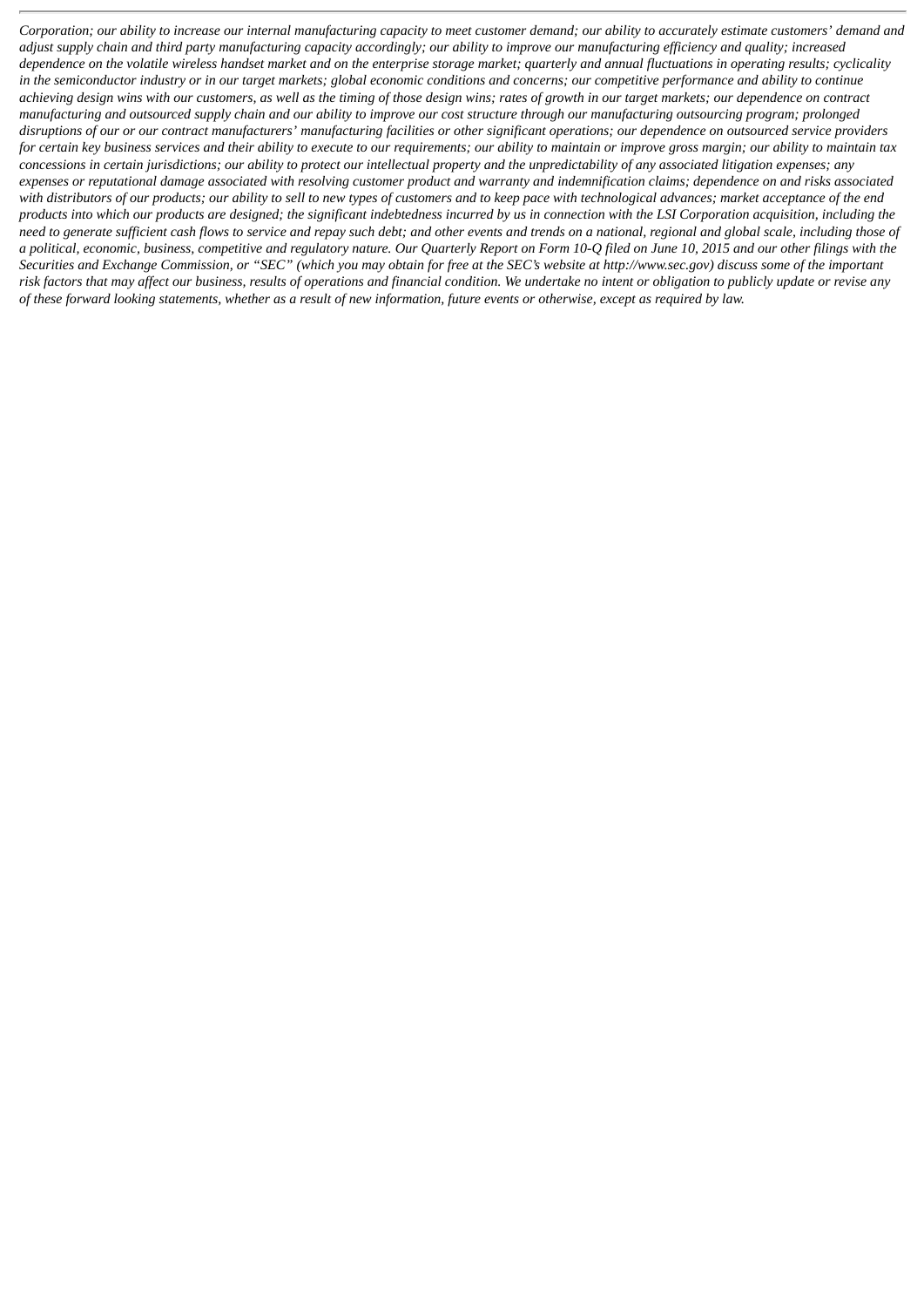*Corporation; our ability to increase our internal manufacturing capacity to meet customer demand; our ability to accurately estimate customers' demand and adjust supply chain and third party manufacturing capacity accordingly; our ability to improve our manufacturing efficiency and quality; increased dependence on the volatile wireless handset market and on the enterprise storage market; quarterly and annual fluctuations in operating results; cyclicality in the semiconductor industry or in our target markets; global economic conditions and concerns; our competitive performance and ability to continue achieving design wins with our customers, as well as the timing of those design wins; rates of growth in our target markets; our dependence on contract manufacturing and outsourced supply chain and our ability to improve our cost structure through our manufacturing outsourcing program; prolonged disruptions of our or our contract manufacturers' manufacturing facilities or other significant operations; our dependence on outsourced service providers for certain key business services and their ability to execute to our requirements; our ability to maintain or improve gross margin; our ability to maintain tax concessions in certain jurisdictions; our ability to protect our intellectual property and the unpredictability of any associated litigation expenses; any expenses or reputational damage associated with resolving customer product and warranty and indemnification claims; dependence on and risks associated with distributors of our products; our ability to sell to new types of customers and to keep pace with technological advances; market acceptance of the end products into which our products are designed; the significant indebtedness incurred by us in connection with the LSI Corporation acquisition, including the need to generate sufficient cash flows to service and repay such debt; and other events and trends on a national, regional and global scale, including those of a political, economic, business, competitive and regulatory nature. Our Quarterly Report on Form 10-Q filed on June 10, 2015 and our other filings with the Securities and Exchange Commission, or "SEC" (which you may obtain for free at the SEC's website at http://www.sec.gov) discuss some of the important risk factors that may affect our business, results of operations and financial condition. We undertake no intent or obligation to publicly update or revise any of these forward looking statements, whether as a result of new information, future events or otherwise, except as required by law.*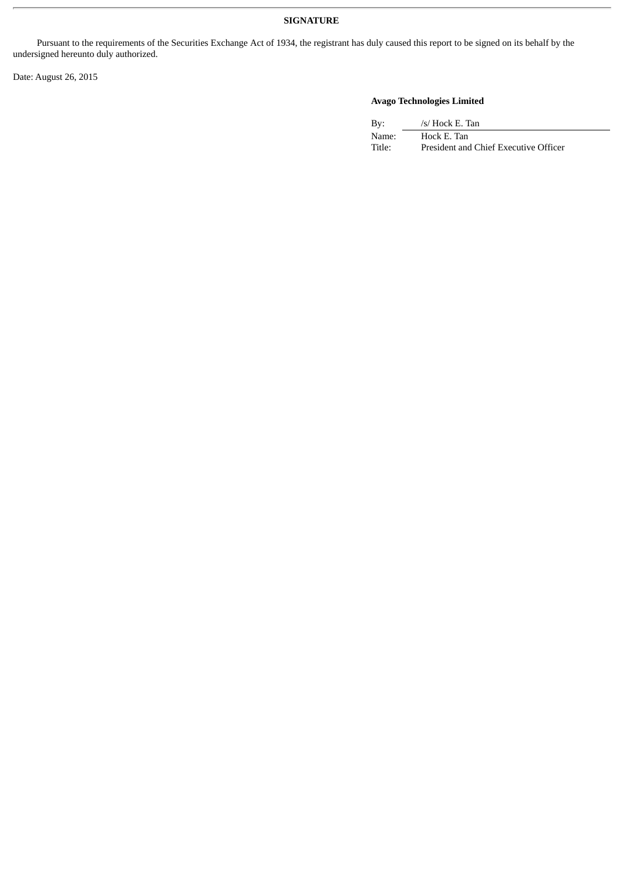**SIGNATURE**

Pursuant to the requirements of the Securities Exchange Act of 1934, the registrant has duly caused this report to be signed on its behalf by the undersigned hereunto duly authorized.

Date: August 26, 2015

**Avago Technologies Limited**

| | |
|---|---|
| By: | /s/ Hock E. Tan |
| Name: | Hock E. Tan |
| Title: | President and Chief Executive Officer |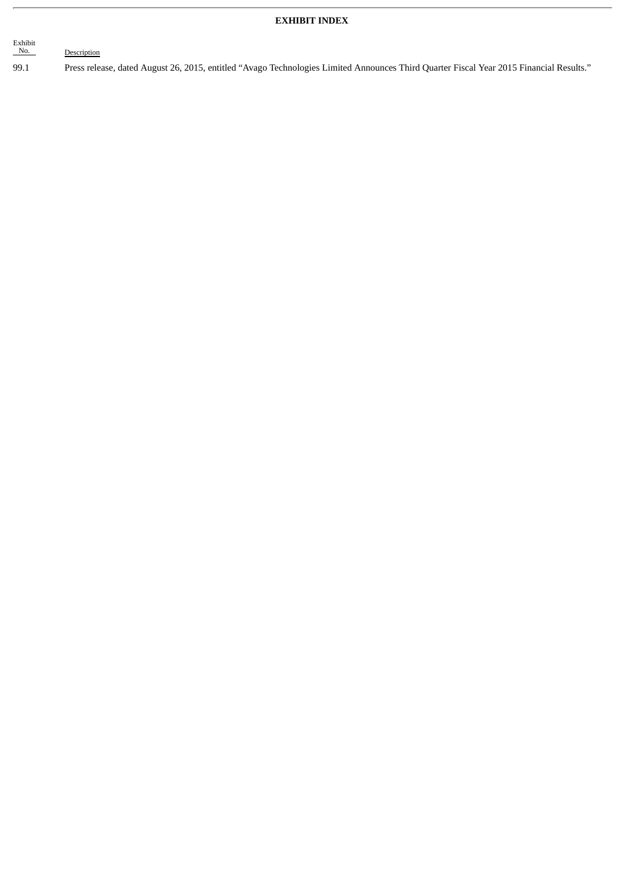# EXHIBIT INDEX

| Exhibit No. | Description |
| --- | --- |
| 99.1 | Press release, dated August 26, 2015, entitled "Avago Technologies Limited Announces Third Quarter Fiscal Year 2015 Financial Results." |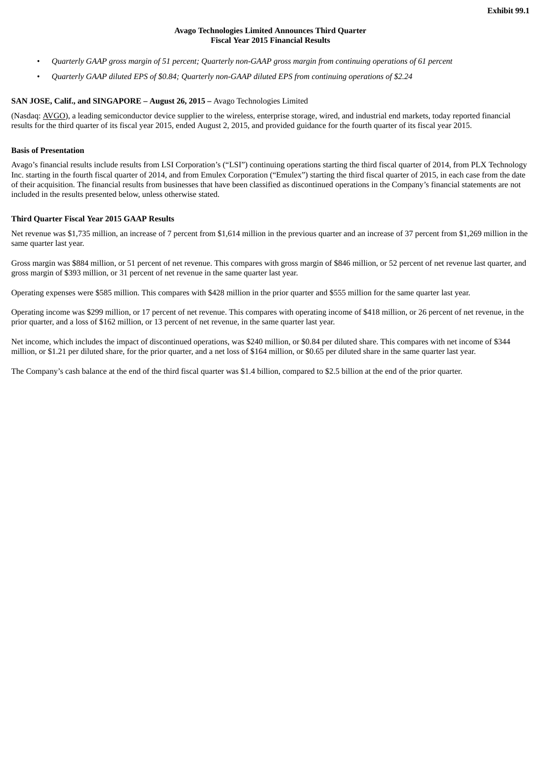Exhibit 99.1

**Avago Technologies Limited Announces Third Quarter Fiscal Year 2015 Financial Results**

- *Quarterly GAAP gross margin of 51 percent; Quarterly non-GAAP gross margin from continuing operations of 61 percent*
- *Quarterly GAAP diluted EPS of $0.84; Quarterly non-GAAP diluted EPS from continuing operations of $2.24*

**SAN JOSE, Calif., and SINGAPORE – August 26, 2015 –** Avago Technologies Limited

(Nasdaq: AVGO), a leading semiconductor device supplier to the wireless, enterprise storage, wired, and industrial end markets, today reported financial results for the third quarter of its fiscal year 2015, ended August 2, 2015, and provided guidance for the fourth quarter of its fiscal year 2015.

**Basis of Presentation**

Avago's financial results include results from LSI Corporation's ("LSI") continuing operations starting the third fiscal quarter of 2014, from PLX Technology Inc. starting in the fourth fiscal quarter of 2014, and from Emulex Corporation ("Emulex") starting the third fiscal quarter of 2015, in each case from the date of their acquisition. The financial results from businesses that have been classified as discontinued operations in the Company's financial statements are not included in the results presented below, unless otherwise stated.

**Third Quarter Fiscal Year 2015 GAAP Results**

Net revenue was $1,735 million, an increase of 7 percent from $1,614 million in the previous quarter and an increase of 37 percent from $1,269 million in the same quarter last year.

Gross margin was $884 million, or 51 percent of net revenue. This compares with gross margin of $846 million, or 52 percent of net revenue last quarter, and gross margin of $393 million, or 31 percent of net revenue in the same quarter last year.

Operating expenses were $585 million. This compares with $428 million in the prior quarter and $555 million for the same quarter last year.

Operating income was $299 million, or 17 percent of net revenue. This compares with operating income of $418 million, or 26 percent of net revenue, in the prior quarter, and a loss of $162 million, or 13 percent of net revenue, in the same quarter last year.

Net income, which includes the impact of discontinued operations, was $240 million, or $0.84 per diluted share. This compares with net income of $344 million, or $1.21 per diluted share, for the prior quarter, and a net loss of $164 million, or $0.65 per diluted share in the same quarter last year.

The Company's cash balance at the end of the third fiscal quarter was $1.4 billion, compared to $2.5 billion at the end of the prior quarter.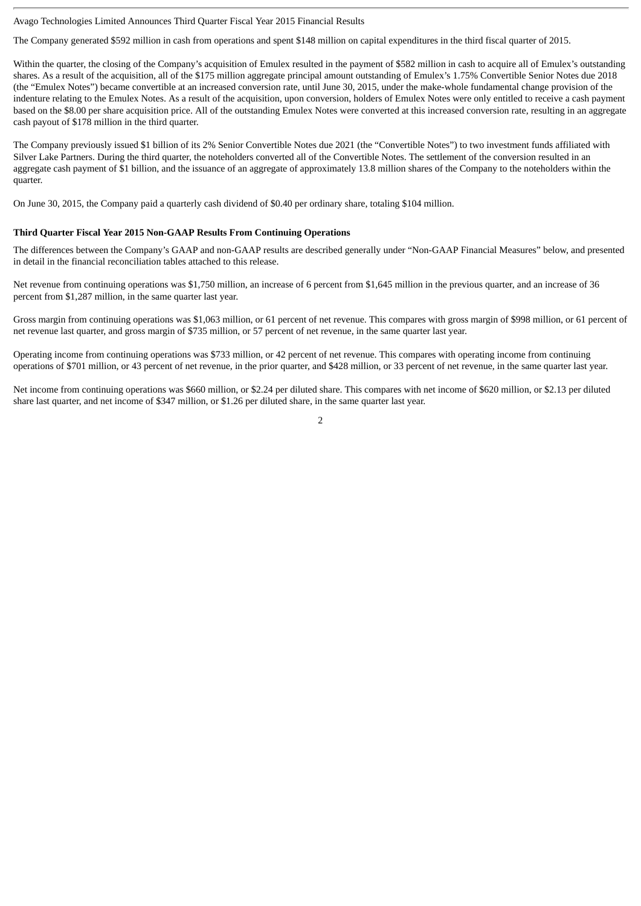The Company generated $592 million in cash from operations and spent $148 million on capital expenditures in the third fiscal quarter of 2015.

Within the quarter, the closing of the Company's acquisition of Emulex resulted in the payment of $582 million in cash to acquire all of Emulex's outstanding shares. As a result of the acquisition, all of the $175 million aggregate principal amount outstanding of Emulex's 1.75% Convertible Senior Notes due 2018 (the "Emulex Notes") became convertible at an increased conversion rate, until June 30, 2015, under the make-whole fundamental change provision of the indenture relating to the Emulex Notes. As a result of the acquisition, upon conversion, holders of Emulex Notes were only entitled to receive a cash payment based on the $8.00 per share acquisition price. All of the outstanding Emulex Notes were converted at this increased conversion rate, resulting in an aggregate cash payout of $178 million in the third quarter.

The Company previously issued $1 billion of its 2% Senior Convertible Notes due 2021 (the "Convertible Notes") to two investment funds affiliated with Silver Lake Partners. During the third quarter, the noteholders converted all of the Convertible Notes. The settlement of the conversion resulted in an aggregate cash payment of $1 billion, and the issuance of an aggregate of approximately 13.8 million shares of the Company to the noteholders within the quarter.

On June 30, 2015, the Company paid a quarterly cash dividend of $0.40 per ordinary share, totaling $104 million.

### Third Quarter Fiscal Year 2015 Non-GAAP Results From Continuing Operations

The differences between the Company's GAAP and non-GAAP results are described generally under "Non-GAAP Financial Measures" below, and presented in detail in the financial reconciliation tables attached to this release.

Net revenue from continuing operations was $1,750 million, an increase of 6 percent from $1,645 million in the previous quarter, and an increase of 36 percent from $1,287 million, in the same quarter last year.

Gross margin from continuing operations was $1,063 million, or 61 percent of net revenue. This compares with gross margin of $998 million, or 61 percent of net revenue last quarter, and gross margin of $735 million, or 57 percent of net revenue, in the same quarter last year.

Operating income from continuing operations was $733 million, or 42 percent of net revenue. This compares with operating income from continuing operations of $701 million, or 43 percent of net revenue, in the prior quarter, and $428 million, or 33 percent of net revenue, in the same quarter last year.

Net income from continuing operations was $660 million, or $2.24 per diluted share. This compares with net income of $620 million, or $2.13 per diluted share last quarter, and net income of $347 million, or $1.26 per diluted share, in the same quarter last year.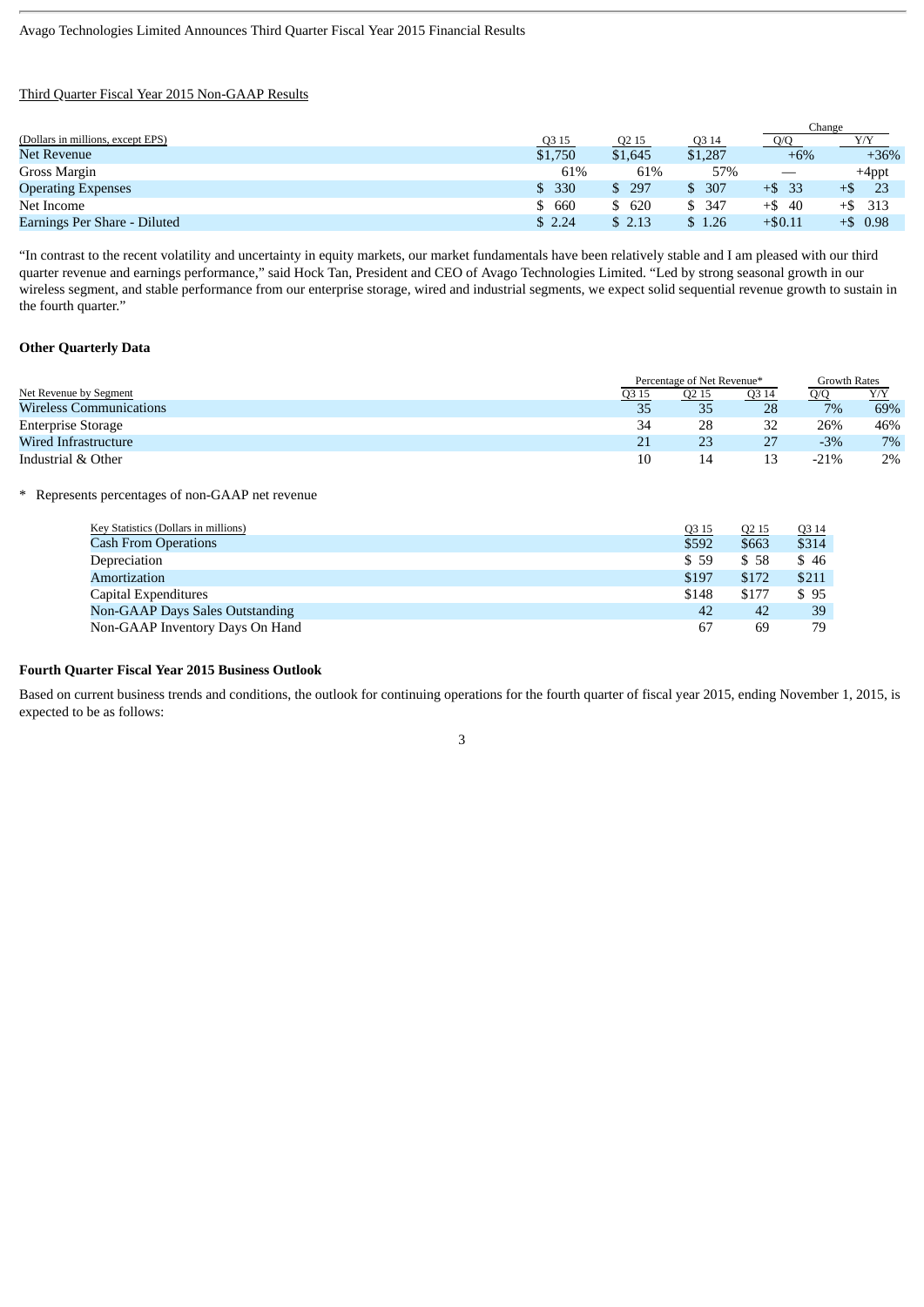Avago Technologies Limited Announces Third Quarter Fiscal Year 2015 Financial Results

Third Quarter Fiscal Year 2015 Non-GAAP Results

| (Dollars in millions, except EPS) | Q3 15 | Q2 15 | Q3 14 | Change Q/Q | Change Y/Y |
|---|---|---|---|---|---|
| Net Revenue | $1,750 | $1,645 | $1,287 | +6% | +36% |
| Gross Margin | 61% | 61% | 57% | — | +4ppt |
| Operating Expenses | $ 330 | $ 297 | $ 307 | +$ 33 | +$ 23 |
| Net Income | $ 660 | $ 620 | $ 347 | +$ 40 | +$ 313 |
| Earnings Per Share - Diluted | $ 2.24 | $ 2.13 | $ 1.26 | +$0.11 | +$ 0.98 |

"In contrast to the recent volatility and uncertainty in equity markets, our market fundamentals have been relatively stable and I am pleased with our third quarter revenue and earnings performance," said Hock Tan, President and CEO of Avago Technologies Limited. "Led by strong seasonal growth in our wireless segment, and stable performance from our enterprise storage, wired and industrial segments, we expect solid sequential revenue growth to sustain in the fourth quarter."

**Other Quarterly Data**

| Net Revenue by Segment | Percentage of Net Revenue* Q3 15 | Q2 15 | Q3 14 | Growth Rates Q/Q | Y/Y |
|---|---|---|---|---|---|
| Wireless Communications | 35 | 35 | 28 | 7% | 69% |
| Enterprise Storage | 34 | 28 | 32 | 26% | 46% |
| Wired Infrastructure | 21 | 23 | 27 | -3% | 7% |
| Industrial & Other | 10 | 14 | 13 | -21% | 2% |

\* Represents percentages of non-GAAP net revenue

| Key Statistics (Dollars in millions) | Q3 15 | Q2 15 | Q3 14 |
|---|---|---|---|
| Cash From Operations | $592 | $663 | $314 |
| Depreciation | $ 59 | $ 58 | $ 46 |
| Amortization | $197 | $172 | $211 |
| Capital Expenditures | $148 | $177 | $ 95 |
| Non-GAAP Days Sales Outstanding | 42 | 42 | 39 |
| Non-GAAP Inventory Days On Hand | 67 | 69 | 79 |

**Fourth Quarter Fiscal Year 2015 Business Outlook**

Based on current business trends and conditions, the outlook for continuing operations for the fourth quarter of fiscal year 2015, ending November 1, 2015, is expected to be as follows: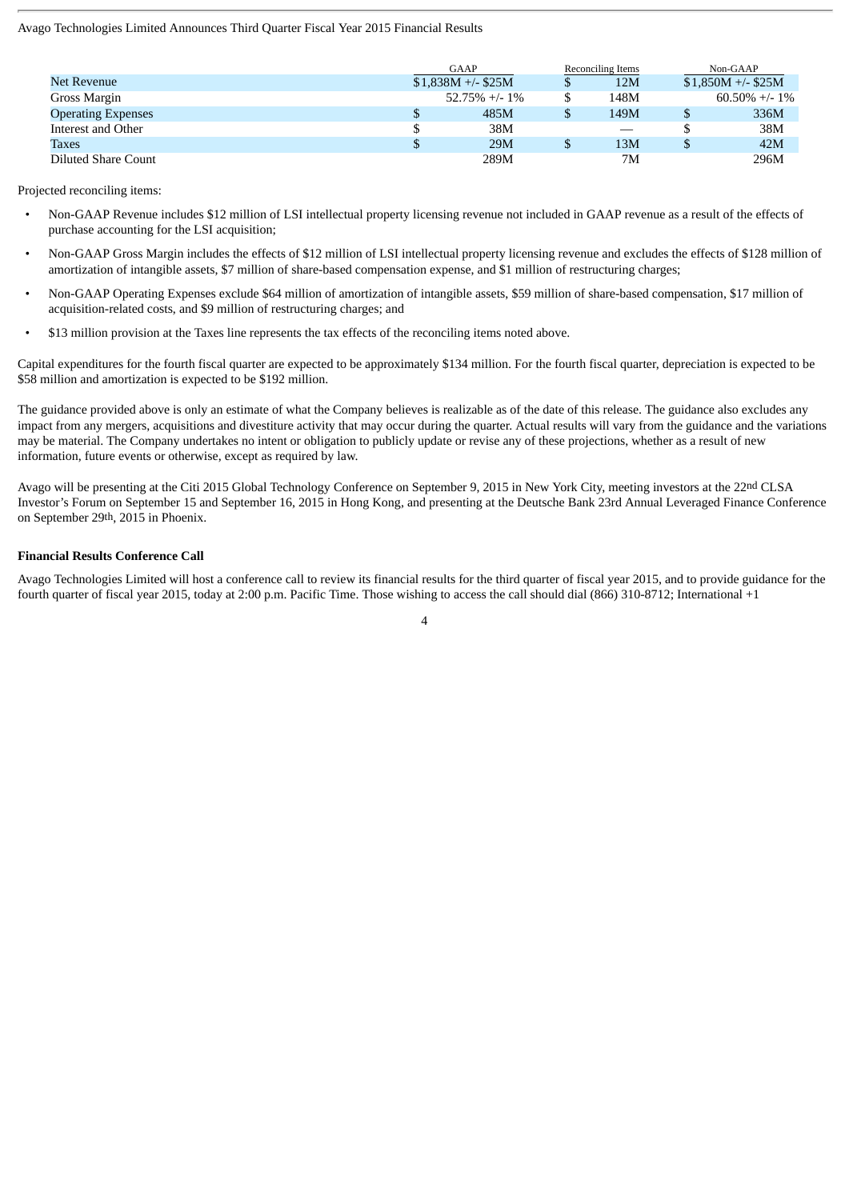Avago Technologies Limited Announces Third Quarter Fiscal Year 2015 Financial Results

| | GAAP | Reconciling Items | Non-GAAP |
|---|---|---|---|
| Net Revenue | $1,838M +/- $25M | $ 12M | $1,850M +/- $25M |
| Gross Margin | 52.75% +/- 1% | $ 148M | 60.50% +/- 1% |
| Operating Expenses | $ 485M | $ 149M | $ 336M |
| Interest and Other | $ 38M | — | $ 38M |
| Taxes | $ 29M | $ 13M | $ 42M |
| Diluted Share Count | 289M | 7M | 296M |

Projected reconciling items:

- Non-GAAP Revenue includes $12 million of LSI intellectual property licensing revenue not included in GAAP revenue as a result of the effects of purchase accounting for the LSI acquisition;
- Non-GAAP Gross Margin includes the effects of $12 million of LSI intellectual property licensing revenue and excludes the effects of $128 million of amortization of intangible assets, $7 million of share-based compensation expense, and $1 million of restructuring charges;
- Non-GAAP Operating Expenses exclude $64 million of amortization of intangible assets, $59 million of share-based compensation, $17 million of acquisition-related costs, and $9 million of restructuring charges; and
- $13 million provision at the Taxes line represents the tax effects of the reconciling items noted above.

Capital expenditures for the fourth fiscal quarter are expected to be approximately $134 million. For the fourth fiscal quarter, depreciation is expected to be $58 million and amortization is expected to be $192 million.

The guidance provided above is only an estimate of what the Company believes is realizable as of the date of this release. The guidance also excludes any impact from any mergers, acquisitions and divestiture activity that may occur during the quarter. Actual results will vary from the guidance and the variations may be material. The Company undertakes no intent or obligation to publicly update or revise any of these projections, whether as a result of new information, future events or otherwise, except as required by law.

Avago will be presenting at the Citi 2015 Global Technology Conference on September 9, 2015 in New York City, meeting investors at the 22nd CLSA Investor's Forum on September 15 and September 16, 2015 in Hong Kong, and presenting at the Deutsche Bank 23rd Annual Leveraged Finance Conference on September 29th, 2015 in Phoenix.

**Financial Results Conference Call**

Avago Technologies Limited will host a conference call to review its financial results for the third quarter of fiscal year 2015, and to provide guidance for the fourth quarter of fiscal year 2015, today at 2:00 p.m. Pacific Time. Those wishing to access the call should dial (866) 310-8712; International +1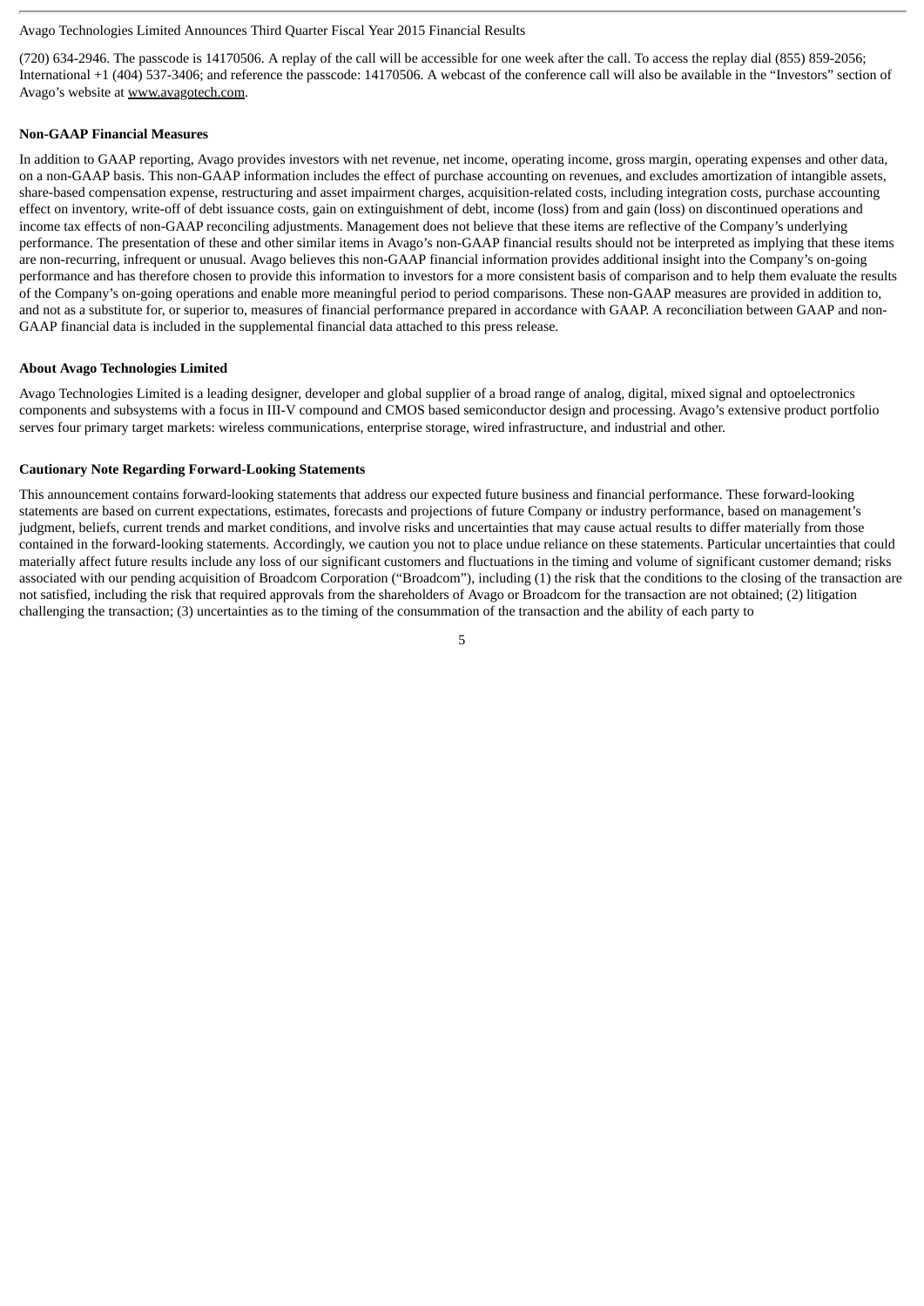(720) 634-2946. The passcode is 14170506. A replay of the call will be accessible for one week after the call. To access the replay dial (855) 859-2056; International +1 (404) 537-3406; and reference the passcode: 14170506. A webcast of the conference call will also be available in the "Investors" section of Avago's website at www.avagotech.com.

**Non-GAAP Financial Measures**

In addition to GAAP reporting, Avago provides investors with net revenue, net income, operating income, gross margin, operating expenses and other data, on a non-GAAP basis. This non-GAAP information includes the effect of purchase accounting on revenues, and excludes amortization of intangible assets, share-based compensation expense, restructuring and asset impairment charges, acquisition-related costs, including integration costs, purchase accounting effect on inventory, write-off of debt issuance costs, gain on extinguishment of debt, income (loss) from and gain (loss) on discontinued operations and income tax effects of non-GAAP reconciling adjustments. Management does not believe that these items are reflective of the Company's underlying performance. The presentation of these and other similar items in Avago's non-GAAP financial results should not be interpreted as implying that these items are non-recurring, infrequent or unusual. Avago believes this non-GAAP financial information provides additional insight into the Company's on-going performance and has therefore chosen to provide this information to investors for a more consistent basis of comparison and to help them evaluate the results of the Company's on-going operations and enable more meaningful period to period comparisons. These non-GAAP measures are provided in addition to, and not as a substitute for, or superior to, measures of financial performance prepared in accordance with GAAP. A reconciliation between GAAP and non-GAAP financial data is included in the supplemental financial data attached to this press release.

**About Avago Technologies Limited**

Avago Technologies Limited is a leading designer, developer and global supplier of a broad range of analog, digital, mixed signal and optoelectronics components and subsystems with a focus in III-V compound and CMOS based semiconductor design and processing. Avago's extensive product portfolio serves four primary target markets: wireless communications, enterprise storage, wired infrastructure, and industrial and other.

**Cautionary Note Regarding Forward-Looking Statements**

This announcement contains forward-looking statements that address our expected future business and financial performance. These forward-looking statements are based on current expectations, estimates, forecasts and projections of future Company or industry performance, based on management's judgment, beliefs, current trends and market conditions, and involve risks and uncertainties that may cause actual results to differ materially from those contained in the forward-looking statements. Accordingly, we caution you not to place undue reliance on these statements. Particular uncertainties that could materially affect future results include any loss of our significant customers and fluctuations in the timing and volume of significant customer demand; risks associated with our pending acquisition of Broadcom Corporation ("Broadcom"), including (1) the risk that the conditions to the closing of the transaction are not satisfied, including the risk that required approvals from the shareholders of Avago or Broadcom for the transaction are not obtained; (2) litigation challenging the transaction; (3) uncertainties as to the timing of the consummation of the transaction and the ability of each party to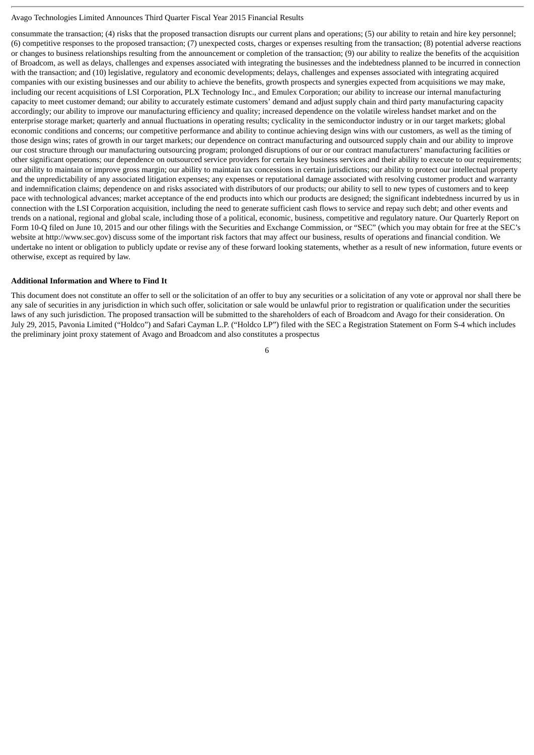consummate the transaction; (4) risks that the proposed transaction disrupts our current plans and operations; (5) our ability to retain and hire key personnel; (6) competitive responses to the proposed transaction; (7) unexpected costs, charges or expenses resulting from the transaction; (8) potential adverse reactions or changes to business relationships resulting from the announcement or completion of the transaction; (9) our ability to realize the benefits of the acquisition of Broadcom, as well as delays, challenges and expenses associated with integrating the businesses and the indebtedness planned to be incurred in connection with the transaction; and (10) legislative, regulatory and economic developments; delays, challenges and expenses associated with integrating acquired companies with our existing businesses and our ability to achieve the benefits, growth prospects and synergies expected from acquisitions we may make, including our recent acquisitions of LSI Corporation, PLX Technology Inc., and Emulex Corporation; our ability to increase our internal manufacturing capacity to meet customer demand; our ability to accurately estimate customers' demand and adjust supply chain and third party manufacturing capacity accordingly; our ability to improve our manufacturing efficiency and quality; increased dependence on the volatile wireless handset market and on the enterprise storage market; quarterly and annual fluctuations in operating results; cyclicality in the semiconductor industry or in our target markets; global economic conditions and concerns; our competitive performance and ability to continue achieving design wins with our customers, as well as the timing of those design wins; rates of growth in our target markets; our dependence on contract manufacturing and outsourced supply chain and our ability to improve our cost structure through our manufacturing outsourcing program; prolonged disruptions of our or our contract manufacturers' manufacturing facilities or other significant operations; our dependence on outsourced service providers for certain key business services and their ability to execute to our requirements; our ability to maintain or improve gross margin; our ability to maintain tax concessions in certain jurisdictions; our ability to protect our intellectual property and the unpredictability of any associated litigation expenses; any expenses or reputational damage associated with resolving customer product and warranty and indemnification claims; dependence on and risks associated with distributors of our products; our ability to sell to new types of customers and to keep pace with technological advances; market acceptance of the end products into which our products are designed; the significant indebtedness incurred by us in connection with the LSI Corporation acquisition, including the need to generate sufficient cash flows to service and repay such debt; and other events and trends on a national, regional and global scale, including those of a political, economic, business, competitive and regulatory nature. Our Quarterly Report on Form 10-Q filed on June 10, 2015 and our other filings with the Securities and Exchange Commission, or "SEC" (which you may obtain for free at the SEC's website at http://www.sec.gov) discuss some of the important risk factors that may affect our business, results of operations and financial condition. We undertake no intent or obligation to publicly update or revise any of these forward looking statements, whether as a result of new information, future events or otherwise, except as required by law.

**Additional Information and Where to Find It**

This document does not constitute an offer to sell or the solicitation of an offer to buy any securities or a solicitation of any vote or approval nor shall there be any sale of securities in any jurisdiction in which such offer, solicitation or sale would be unlawful prior to registration or qualification under the securities laws of any such jurisdiction. The proposed transaction will be submitted to the shareholders of each of Broadcom and Avago for their consideration. On July 29, 2015, Pavonia Limited ("Holdco") and Safari Cayman L.P. ("Holdco LP") filed with the SEC a Registration Statement on Form S-4 which includes the preliminary joint proxy statement of Avago and Broadcom and also constitutes a prospectus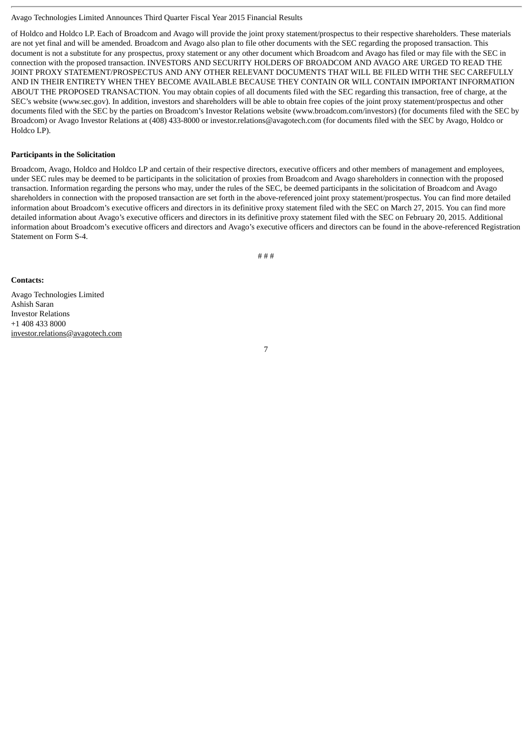of Holdco and Holdco LP. Each of Broadcom and Avago will provide the joint proxy statement/prospectus to their respective shareholders. These materials are not yet final and will be amended. Broadcom and Avago also plan to file other documents with the SEC regarding the proposed transaction. This document is not a substitute for any prospectus, proxy statement or any other document which Broadcom and Avago has filed or may file with the SEC in connection with the proposed transaction. INVESTORS AND SECURITY HOLDERS OF BROADCOM AND AVAGO ARE URGED TO READ THE JOINT PROXY STATEMENT/PROSPECTUS AND ANY OTHER RELEVANT DOCUMENTS THAT WILL BE FILED WITH THE SEC CAREFULLY AND IN THEIR ENTIRETY WHEN THEY BECOME AVAILABLE BECAUSE THEY CONTAIN OR WILL CONTAIN IMPORTANT INFORMATION ABOUT THE PROPOSED TRANSACTION. You may obtain copies of all documents filed with the SEC regarding this transaction, free of charge, at the SEC's website (www.sec.gov). In addition, investors and shareholders will be able to obtain free copies of the joint proxy statement/prospectus and other documents filed with the SEC by the parties on Broadcom's Investor Relations website (www.broadcom.com/investors) (for documents filed with the SEC by Broadcom) or Avago Investor Relations at (408) 433-8000 or investor.relations@avagotech.com (for documents filed with the SEC by Avago, Holdco or Holdco LP).

**Participants in the Solicitation**

Broadcom, Avago, Holdco and Holdco LP and certain of their respective directors, executive officers and other members of management and employees, under SEC rules may be deemed to be participants in the solicitation of proxies from Broadcom and Avago shareholders in connection with the proposed transaction. Information regarding the persons who may, under the rules of the SEC, be deemed participants in the solicitation of Broadcom and Avago shareholders in connection with the proposed transaction are set forth in the above-referenced joint proxy statement/prospectus. You can find more detailed information about Broadcom's executive officers and directors in its definitive proxy statement filed with the SEC on March 27, 2015. You can find more detailed information about Avago's executive officers and directors in its definitive proxy statement filed with the SEC on February 20, 2015. Additional information about Broadcom's executive officers and directors and Avago's executive officers and directors can be found in the above-referenced Registration Statement on Form S-4.

# # #

**Contacts:**

Avago Technologies Limited
Ashish Saran
Investor Relations
+1 408 433 8000
investor.relations@avagotech.com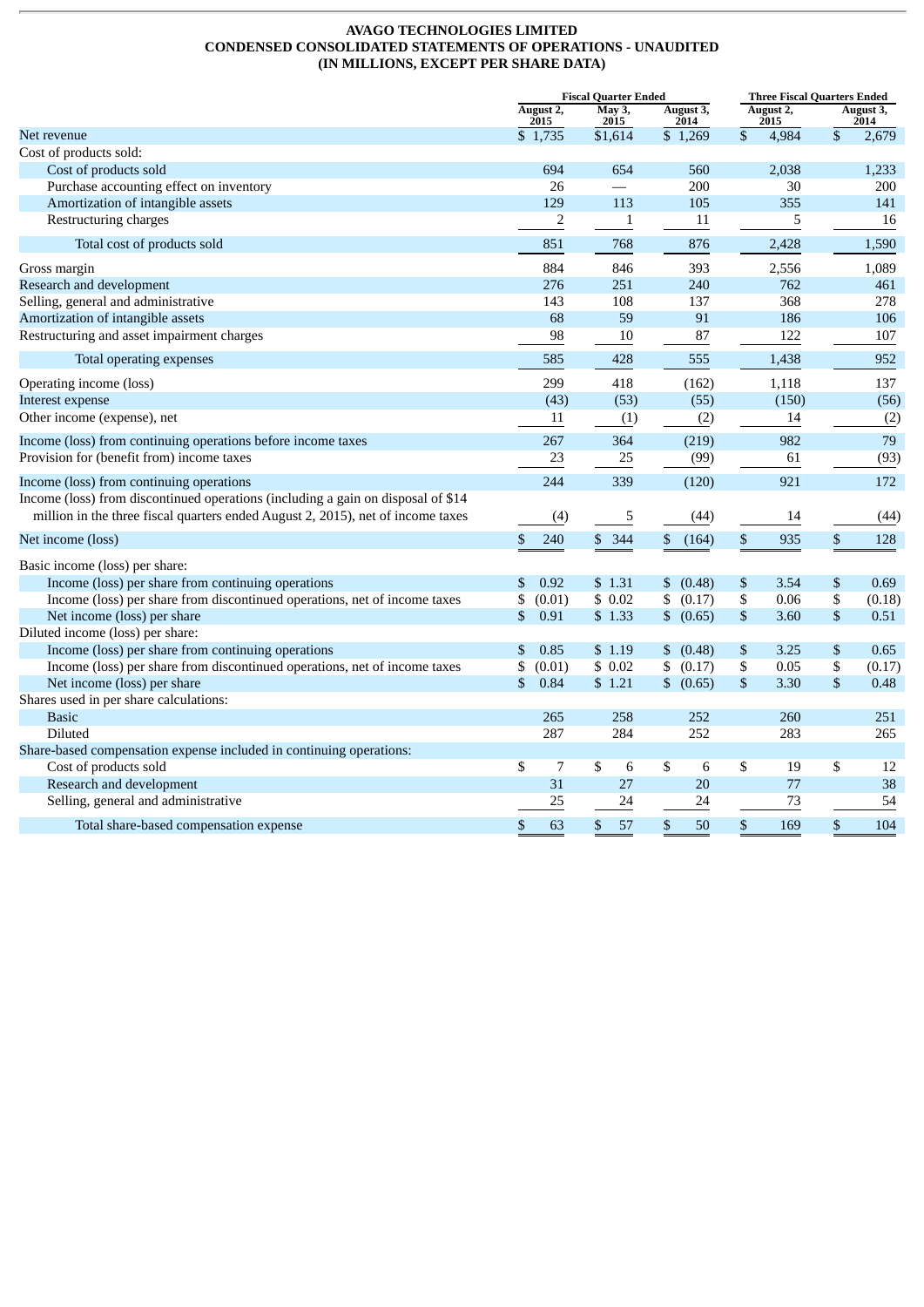**AVAGO TECHNOLOGIES LIMITED**
**CONDENSED CONSOLIDATED STATEMENTS OF OPERATIONS - UNAUDITED**
**(IN MILLIONS, EXCEPT PER SHARE DATA)**

| | Fiscal Quarter Ended | | | Three Fiscal Quarters Ended | |
|---|---|---|---|---|---|
| | August 2, 2015 | May 3, 2015 | August 3, 2014 | August 2, 2015 | August 3, 2014 |
| Net revenue | $ 1,735 | $1,614 | $ 1,269 | $ 4,984 | $ 2,679 |
| Cost of products sold: | | | | | |
| Cost of products sold | 694 | 654 | 560 | 2,038 | 1,233 |
| Purchase accounting effect on inventory | 26 | — | 200 | 30 | 200 |
| Amortization of intangible assets | 129 | 113 | 105 | 355 | 141 |
| Restructuring charges | 2 | 1 | 11 | 5 | 16 |
| Total cost of products sold | 851 | 768 | 876 | 2,428 | 1,590 |
| Gross margin | 884 | 846 | 393 | 2,556 | 1,089 |
| Research and development | 276 | 251 | 240 | 762 | 461 |
| Selling, general and administrative | 143 | 108 | 137 | 368 | 278 |
| Amortization of intangible assets | 68 | 59 | 91 | 186 | 106 |
| Restructuring and asset impairment charges | 98 | 10 | 87 | 122 | 107 |
| Total operating expenses | 585 | 428 | 555 | 1,438 | 952 |
| Operating income (loss) | 299 | 418 | (162) | 1,118 | 137 |
| Interest expense | (43) | (53) | (55) | (150) | (56) |
| Other income (expense), net | 11 | (1) | (2) | 14 | (2) |
| Income (loss) from continuing operations before income taxes | 267 | 364 | (219) | 982 | 79 |
| Provision for (benefit from) income taxes | 23 | 25 | (99) | 61 | (93) |
| Income (loss) from continuing operations | 244 | 339 | (120) | 921 | 172 |
| Income (loss) from discontinued operations (including a gain on disposal of $14 million in the three fiscal quarters ended August 2, 2015), net of income taxes | (4) | 5 | (44) | 14 | (44) |
| Net income (loss) | $ 240 | $ 344 | $ (164) | $ 935 | $ 128 |
| Basic income (loss) per share: | | | | | |
| Income (loss) per share from continuing operations | $ 0.92 | $ 1.31 | $ (0.48) | $ 3.54 | $ 0.69 |
| Income (loss) per share from discontinued operations, net of income taxes | $ (0.01) | $ 0.02 | $ (0.17) | $ 0.06 | $ (0.18) |
| Net income (loss) per share | $ 0.91 | $ 1.33 | $ (0.65) | $ 3.60 | $ 0.51 |
| Diluted income (loss) per share: | | | | | |
| Income (loss) per share from continuing operations | $ 0.85 | $ 1.19 | $ (0.48) | $ 3.25 | $ 0.65 |
| Income (loss) per share from discontinued operations, net of income taxes | $ (0.01) | $ 0.02 | $ (0.17) | $ 0.05 | $ (0.17) |
| Net income (loss) per share | $ 0.84 | $ 1.21 | $ (0.65) | $ 3.30 | $ 0.48 |
| Shares used in per share calculations: | | | | | |
| Basic | 265 | 258 | 252 | 260 | 251 |
| Diluted | 287 | 284 | 252 | 283 | 265 |
| Share-based compensation expense included in continuing operations: | | | | | |
| Cost of products sold | $ 7 | $ 6 | $ 6 | $ 19 | $ 12 |
| Research and development | 31 | 27 | 20 | 77 | 38 |
| Selling, general and administrative | 25 | 24 | 24 | 73 | 54 |
| Total share-based compensation expense | $ 63 | $ 57 | $ 50 | $ 169 | $ 104 |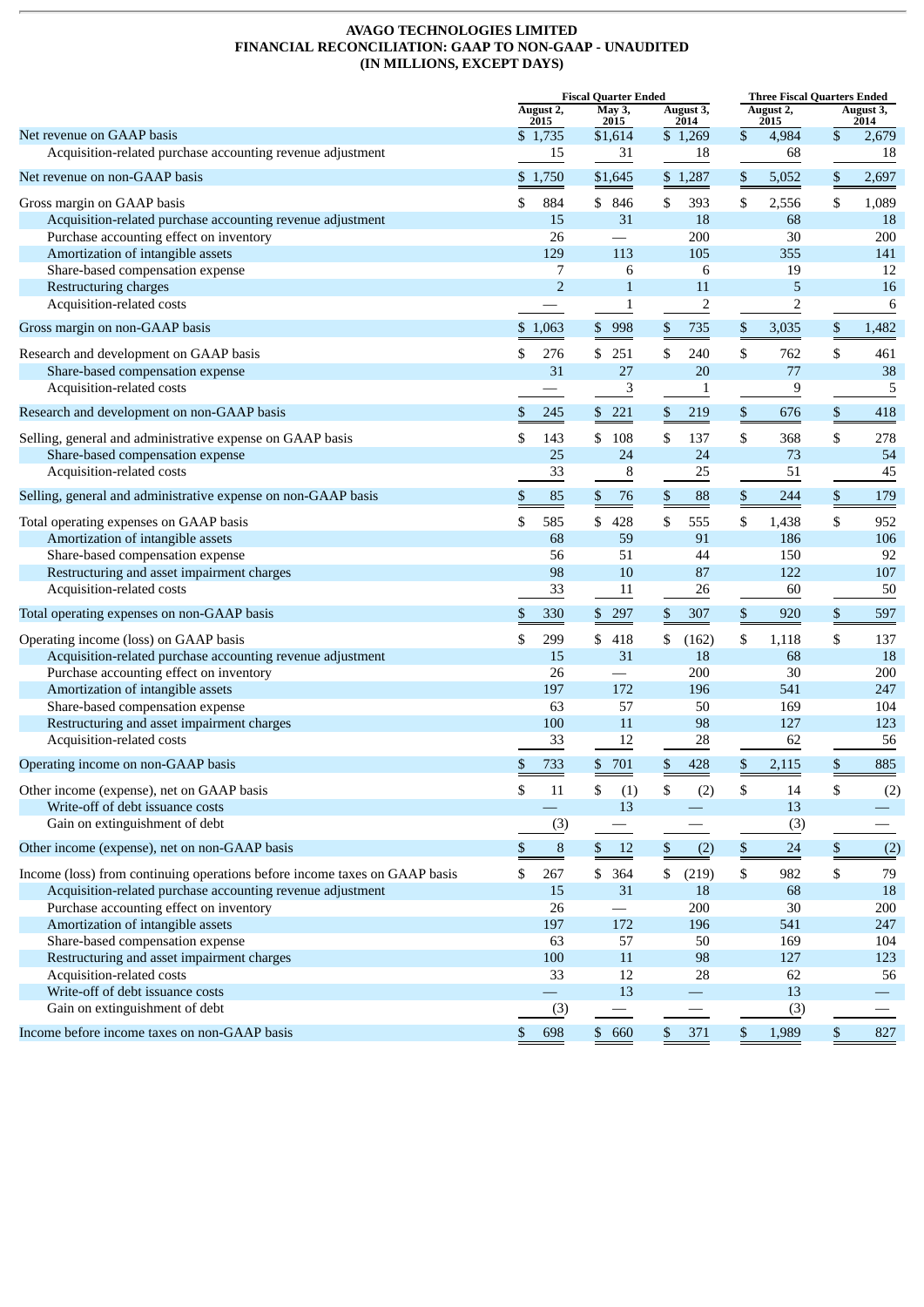**AVAGO TECHNOLOGIES LIMITED**
**FINANCIAL RECONCILIATION: GAAP TO NON-GAAP - UNAUDITED**
**(IN MILLIONS, EXCEPT DAYS)**

| | Fiscal Quarter Ended | | | Three Fiscal Quarters Ended | |
|---|---|---|---|---|---|
| | August 2, 2015 | May 3, 2015 | August 3, 2014 | August 2, 2015 | August 3, 2014 |
| Net revenue on GAAP basis | $ 1,735 | $1,614 | $ 1,269 | $ 4,984 | $ 2,679 |
| Acquisition-related purchase accounting revenue adjustment | 15 | 31 | 18 | 68 | 18 |
| Net revenue on non-GAAP basis | $ 1,750 | $1,645 | $ 1,287 | $ 5,052 | $ 2,697 |
| Gross margin on GAAP basis | $ 884 | $ 846 | $ 393 | $ 2,556 | $ 1,089 |
| Acquisition-related purchase accounting revenue adjustment | 15 | 31 | 18 | 68 | 18 |
| Purchase accounting effect on inventory | 26 | — | 200 | 30 | 200 |
| Amortization of intangible assets | 129 | 113 | 105 | 355 | 141 |
| Share-based compensation expense | 7 | 6 | 6 | 19 | 12 |
| Restructuring charges | 2 | 1 | 11 | 5 | 16 |
| Acquisition-related costs | — | 1 | 2 | 2 | 6 |
| Gross margin on non-GAAP basis | $ 1,063 | $ 998 | $ 735 | $ 3,035 | $ 1,482 |
| Research and development on GAAP basis | $ 276 | $ 251 | $ 240 | $ 762 | $ 461 |
| Share-based compensation expense | 31 | 27 | 20 | 77 | 38 |
| Acquisition-related costs | — | 3 | 1 | 9 | 5 |
| Research and development on non-GAAP basis | $ 245 | $ 221 | $ 219 | $ 676 | $ 418 |
| Selling, general and administrative expense on GAAP basis | $ 143 | $ 108 | $ 137 | $ 368 | $ 278 |
| Share-based compensation expense | 25 | 24 | 24 | 73 | 54 |
| Acquisition-related costs | 33 | 8 | 25 | 51 | 45 |
| Selling, general and administrative expense on non-GAAP basis | $ 85 | $ 76 | $ 88 | $ 244 | $ 179 |
| Total operating expenses on GAAP basis | $ 585 | $ 428 | $ 555 | $ 1,438 | $ 952 |
| Amortization of intangible assets | 68 | 59 | 91 | 186 | 106 |
| Share-based compensation expense | 56 | 51 | 44 | 150 | 92 |
| Restructuring and asset impairment charges | 98 | 10 | 87 | 122 | 107 |
| Acquisition-related costs | 33 | 11 | 26 | 60 | 50 |
| Total operating expenses on non-GAAP basis | $ 330 | $ 297 | $ 307 | $ 920 | $ 597 |
| Operating income (loss) on GAAP basis | $ 299 | $ 418 | $ (162) | $ 1,118 | $ 137 |
| Acquisition-related purchase accounting revenue adjustment | 15 | 31 | 18 | 68 | 18 |
| Purchase accounting effect on inventory | 26 | — | 200 | 30 | 200 |
| Amortization of intangible assets | 197 | 172 | 196 | 541 | 247 |
| Share-based compensation expense | 63 | 57 | 50 | 169 | 104 |
| Restructuring and asset impairment charges | 100 | 11 | 98 | 127 | 123 |
| Acquisition-related costs | 33 | 12 | 28 | 62 | 56 |
| Operating income on non-GAAP basis | $ 733 | $ 701 | $ 428 | $ 2,115 | $ 885 |
| Other income (expense), net on GAAP basis | $ 11 | $ (1) | $ (2) | $ 14 | $ (2) |
| Write-off of debt issuance costs | — | 13 | — | 13 | — |
| Gain on extinguishment of debt | (3) | — | — | (3) | — |
| Other income (expense), net on non-GAAP basis | $ 8 | $ 12 | $ (2) | $ 24 | $ (2) |
| Income (loss) from continuing operations before income taxes on GAAP basis | $ 267 | $ 364 | $ (219) | $ 982 | $ 79 |
| Acquisition-related purchase accounting revenue adjustment | 15 | 31 | 18 | 68 | 18 |
| Purchase accounting effect on inventory | 26 | — | 200 | 30 | 200 |
| Amortization of intangible assets | 197 | 172 | 196 | 541 | 247 |
| Share-based compensation expense | 63 | 57 | 50 | 169 | 104 |
| Restructuring and asset impairment charges | 100 | 11 | 98 | 127 | 123 |
| Acquisition-related costs | 33 | 12 | 28 | 62 | 56 |
| Write-off of debt issuance costs | — | 13 | — | 13 | — |
| Gain on extinguishment of debt | (3) | — | — | (3) | — |
| Income before income taxes on non-GAAP basis | $ 698 | $ 660 | $ 371 | $ 1,989 | $ 827 |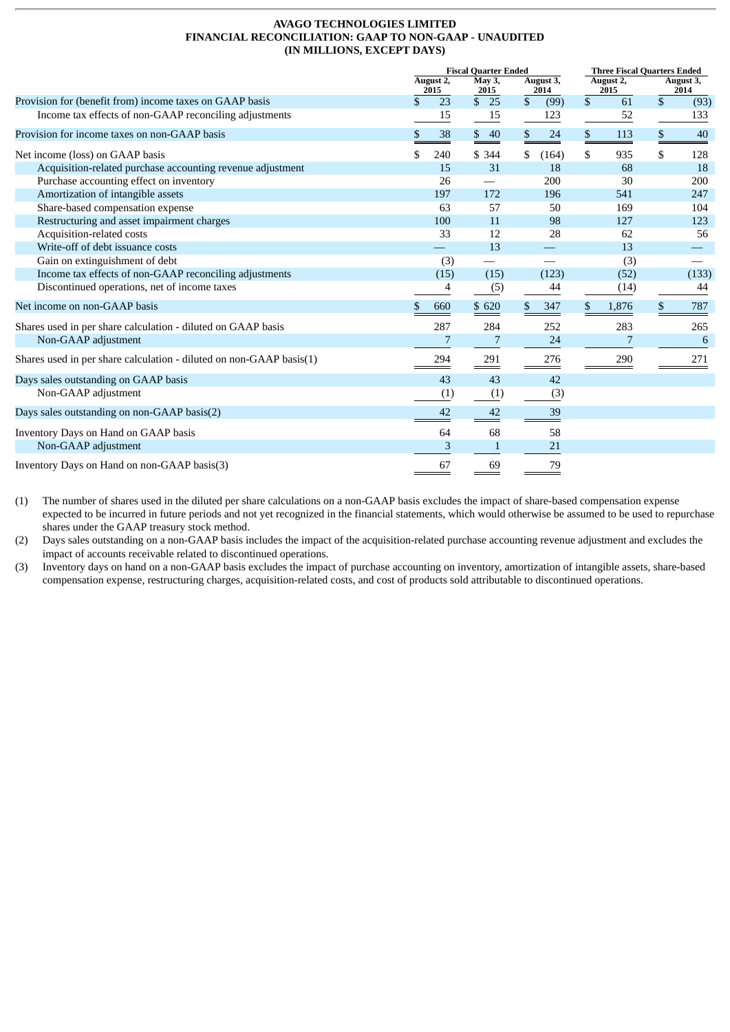**AVAGO TECHNOLOGIES LIMITED**
**FINANCIAL RECONCILIATION: GAAP TO NON-GAAP - UNAUDITED**
**(IN MILLIONS, EXCEPT DAYS)**

| | Fiscal Quarter Ended | | | Three Fiscal Quarters Ended | |
|---|---|---|---|---|---|
| | August 2, 2015 | May 3, 2015 | August 3, 2014 | August 2, 2015 | August 3, 2014 |
| Provision for (benefit from) income taxes on GAAP basis | $ 23 | $ 25 | $ (99) | $ 61 | $ (93) |
| Income tax effects of non-GAAP reconciling adjustments | 15 | 15 | 123 | 52 | 133 |
| Provision for income taxes on non-GAAP basis | $ 38 | $ 40 | $ 24 | $ 113 | $ 40 |
| Net income (loss) on GAAP basis | $ 240 | $ 344 | $ (164) | $ 935 | $ 128 |
| Acquisition-related purchase accounting revenue adjustment | 15 | 31 | 18 | 68 | 18 |
| Purchase accounting effect on inventory | 26 | — | 200 | 30 | 200 |
| Amortization of intangible assets | 197 | 172 | 196 | 541 | 247 |
| Share-based compensation expense | 63 | 57 | 50 | 169 | 104 |
| Restructuring and asset impairment charges | 100 | 11 | 98 | 127 | 123 |
| Acquisition-related costs | 33 | 12 | 28 | 62 | 56 |
| Write-off of debt issuance costs | — | 13 | — | 13 | — |
| Gain on extinguishment of debt | (3) | — | — | (3) | — |
| Income tax effects of non-GAAP reconciling adjustments | (15) | (15) | (123) | (52) | (133) |
| Discontinued operations, net of income taxes | 4 | (5) | 44 | (14) | 44 |
| Net income on non-GAAP basis | $ 660 | $ 620 | $ 347 | $ 1,876 | $ 787 |
| Shares used in per share calculation - diluted on GAAP basis | 287 | 284 | 252 | 283 | 265 |
| Non-GAAP adjustment | 7 | 7 | 24 | 7 | 6 |
| Shares used in per share calculation - diluted on non-GAAP basis(1) | 294 | 291 | 276 | 290 | 271 |
| Days sales outstanding on GAAP basis | 43 | 43 | 42 | | |
| Non-GAAP adjustment | (1) | (1) | (3) | | |
| Days sales outstanding on non-GAAP basis(2) | 42 | 42 | 39 | | |
| Inventory Days on Hand on GAAP basis | 64 | 68 | 58 | | |
| Non-GAAP adjustment | 3 | 1 | 21 | | |
| Inventory Days on Hand on non-GAAP basis(3) | 67 | 69 | 79 | | |

(1) The number of shares used in the diluted per share calculations on a non-GAAP basis excludes the impact of share-based compensation expense expected to be incurred in future periods and not yet recognized in the financial statements, which would otherwise be assumed to be used to repurchase shares under the GAAP treasury stock method.

(2) Days sales outstanding on a non-GAAP basis includes the impact of the acquisition-related purchase accounting revenue adjustment and excludes the impact of accounts receivable related to discontinued operations.

(3) Inventory days on hand on a non-GAAP basis excludes the impact of purchase accounting on inventory, amortization of intangible assets, share-based compensation expense, restructuring charges, acquisition-related costs, and cost of products sold attributable to discontinued operations.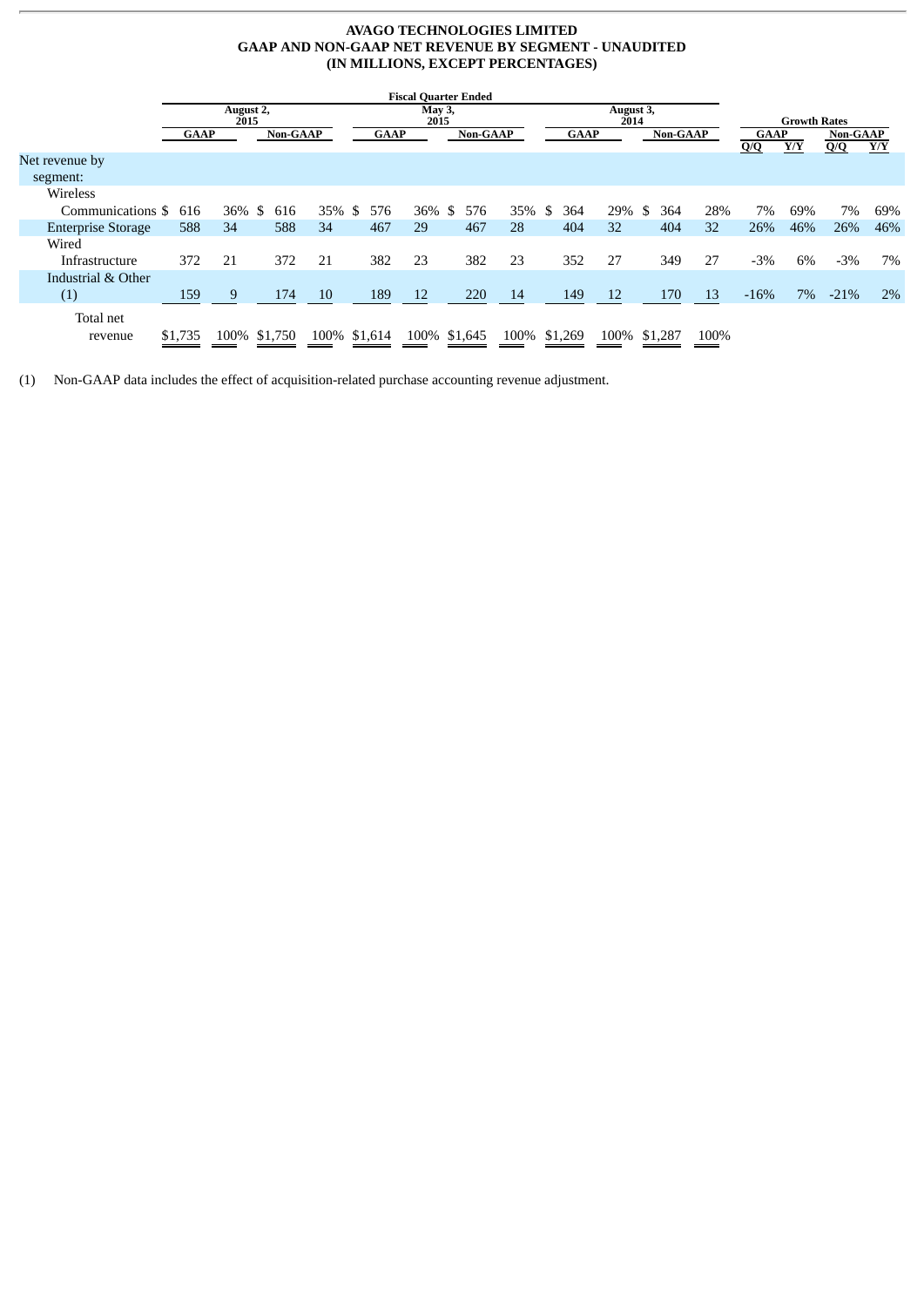**AVAGO TECHNOLOGIES LIMITED**
**GAAP AND NON-GAAP NET REVENUE BY SEGMENT - UNAUDITED**
**(IN MILLIONS, EXCEPT PERCENTAGES)**

| | Fiscal Quarter Ended | | | | | | | | | | | | Growth Rates | | | |
|---|---|---|---|---|---|---|---|---|---|---|---|---|---|---|---|---|
| | August 2, 2015 | | | | May 3, 2015 | | | | August 3, 2014 | | | | GAAP | | Non-GAAP | |
| | GAAP | | Non-GAAP | | GAAP | | Non-GAAP | | GAAP | | Non-GAAP | | Q/Q | Y/Y | Q/Q | Y/Y |
| Net revenue by segment: | | | | | | | | | | | | | | | | |
| Wireless Communications | $ 616 | 36% | $ 616 | 35% | $ 576 | 36% | $ 576 | 35% | $ 364 | 29% | $ 364 | 28% | 7% | 69% | 7% | 69% |
| Enterprise Storage | 588 | 34 | 588 | 34 | 467 | 29 | 467 | 28 | 404 | 32 | 404 | 32 | 26% | 46% | 26% | 46% |
| Wired Infrastructure | 372 | 21 | 372 | 21 | 382 | 23 | 382 | 23 | 352 | 27 | 349 | 27 | -3% | 6% | -3% | 7% |
| Industrial & Other (1) | 159 | 9 | 174 | 10 | 189 | 12 | 220 | 14 | 149 | 12 | 170 | 13 | -16% | 7% | -21% | 2% |
| Total net revenue | $1,735 | 100% | $1,750 | 100% | $1,614 | 100% | $1,645 | 100% | $1,269 | 100% | $1,287 | 100% | | | | |

(1) Non-GAAP data includes the effect of acquisition-related purchase accounting revenue adjustment.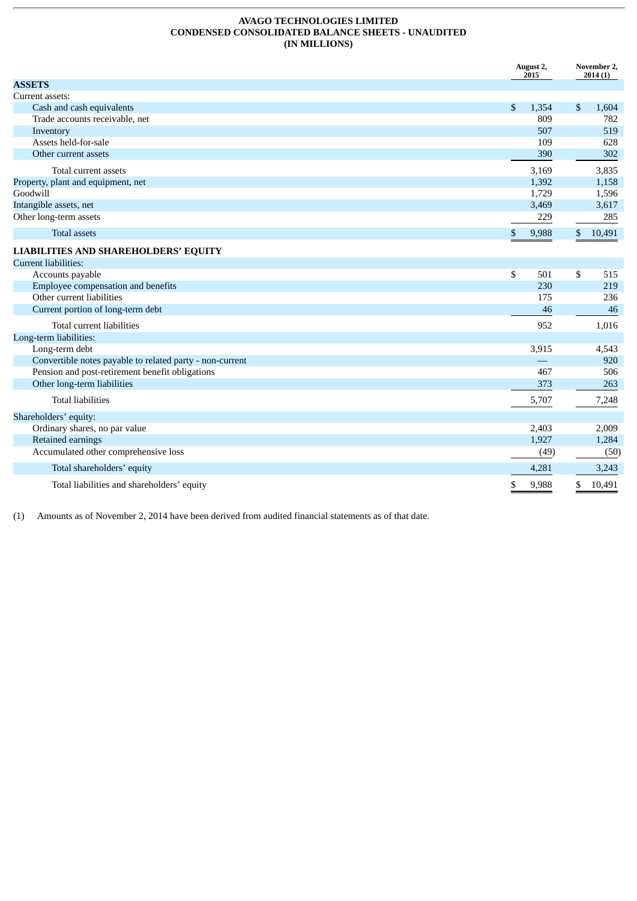# AVAGO TECHNOLOGIES LIMITED
## CONDENSED CONSOLIDATED BALANCE SHEETS - UNAUDITED
### (IN MILLIONS)

| | August 2, 2015 | November 2, 2014 (1) |
|---|---|---|
| **ASSETS** | | |
| Current assets: | | |
| Cash and cash equivalents | $ 1,354 | $ 1,604 |
| Trade accounts receivable, net | 809 | 782 |
| Inventory | 507 | 519 |
| Assets held-for-sale | 109 | 628 |
| Other current assets | 390 | 302 |
| Total current assets | 3,169 | 3,835 |
| Property, plant and equipment, net | 1,392 | 1,158 |
| Goodwill | 1,729 | 1,596 |
| Intangible assets, net | 3,469 | 3,617 |
| Other long-term assets | 229 | 285 |
| Total assets | $ 9,988 | $ 10,491 |
| **LIABILITIES AND SHAREHOLDERS' EQUITY** | | |
| Current liabilities: | | |
| Accounts payable | $ 501 | $ 515 |
| Employee compensation and benefits | 230 | 219 |
| Other current liabilities | 175 | 236 |
| Current portion of long-term debt | 46 | 46 |
| Total current liabilities | 952 | 1,016 |
| Long-term liabilities: | | |
| Long-term debt | 3,915 | 4,543 |
| Convertible notes payable to related party - non-current | — | 920 |
| Pension and post-retirement benefit obligations | 467 | 506 |
| Other long-term liabilities | 373 | 263 |
| Total liabilities | 5,707 | 7,248 |
| Shareholders' equity: | | |
| Ordinary shares, no par value | 2,403 | 2,009 |
| Retained earnings | 1,927 | 1,284 |
| Accumulated other comprehensive loss | (49) | (50) |
| Total shareholders' equity | 4,281 | 3,243 |
| Total liabilities and shareholders' equity | $ 9,988 | $ 10,491 |

(1) Amounts as of November 2, 2014 have been derived from audited financial statements as of that date.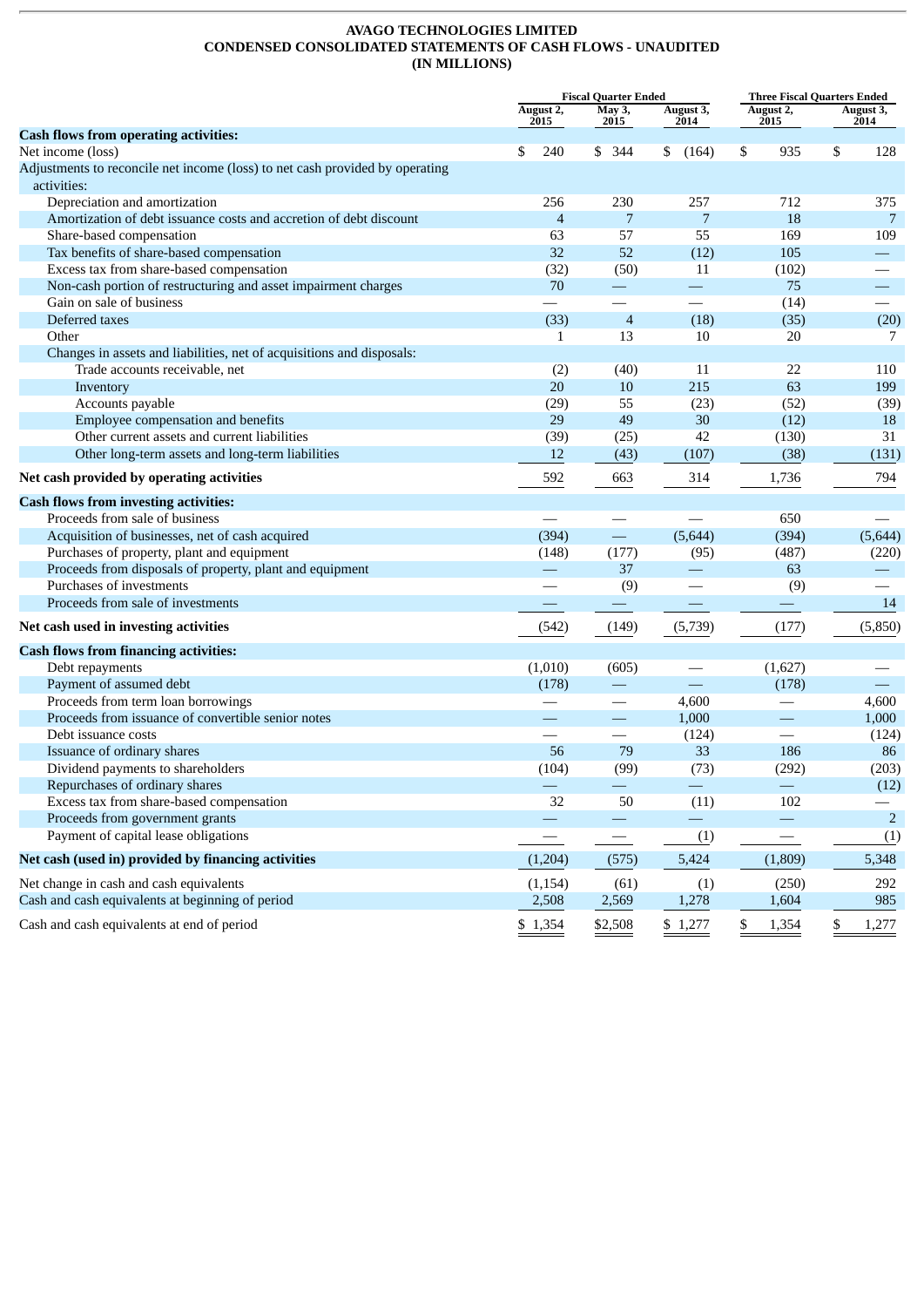# AVAGO TECHNOLOGIES LIMITED
## CONDENSED CONSOLIDATED STATEMENTS OF CASH FLOWS - UNAUDITED
### (IN MILLIONS)

| | Fiscal Quarter Ended | | | Three Fiscal Quarters Ended | |
|---|---|---|---|---|---|
| | August 2, 2015 | May 3, 2015 | August 3, 2014 | August 2, 2015 | August 3, 2014 |
| **Cash flows from operating activities:** | | | | | |
| Net income (loss) | $ 240 | $ 344 | $ (164) | $ 935 | $ 128 |
| Adjustments to reconcile net income (loss) to net cash provided by operating activities: | | | | | |
| Depreciation and amortization | 256 | 230 | 257 | 712 | 375 |
| Amortization of debt issuance costs and accretion of debt discount | 4 | 7 | 7 | 18 | 7 |
| Share-based compensation | 63 | 57 | 55 | 169 | 109 |
| Tax benefits of share-based compensation | 32 | 52 | (12) | 105 | — |
| Excess tax from share-based compensation | (32) | (50) | 11 | (102) | — |
| Non-cash portion of restructuring and asset impairment charges | 70 | — | — | 75 | — |
| Gain on sale of business | — | — | — | (14) | — |
| Deferred taxes | (33) | 4 | (18) | (35) | (20) |
| Other | 1 | 13 | 10 | 20 | 7 |
| Changes in assets and liabilities, net of acquisitions and disposals: | | | | | |
| Trade accounts receivable, net | (2) | (40) | 11 | 22 | 110 |
| Inventory | 20 | 10 | 215 | 63 | 199 |
| Accounts payable | (29) | 55 | (23) | (52) | (39) |
| Employee compensation and benefits | 29 | 49 | 30 | (12) | 18 |
| Other current assets and current liabilities | (39) | (25) | 42 | (130) | 31 |
| Other long-term assets and long-term liabilities | 12 | (43) | (107) | (38) | (131) |
| **Net cash provided by operating activities** | 592 | 663 | 314 | 1,736 | 794 |
| **Cash flows from investing activities:** | | | | | |
| Proceeds from sale of business | — | — | — | 650 | — |
| Acquisition of businesses, net of cash acquired | (394) | — | (5,644) | (394) | (5,644) |
| Purchases of property, plant and equipment | (148) | (177) | (95) | (487) | (220) |
| Proceeds from disposals of property, plant and equipment | — | 37 | — | 63 | — |
| Purchases of investments | — | (9) | — | (9) | — |
| Proceeds from sale of investments | — | — | — | — | 14 |
| **Net cash used in investing activities** | (542) | (149) | (5,739) | (177) | (5,850) |
| **Cash flows from financing activities:** | | | | | |
| Debt repayments | (1,010) | (605) | — | (1,627) | — |
| Payment of assumed debt | (178) | — | — | (178) | — |
| Proceeds from term loan borrowings | — | — | 4,600 | — | 4,600 |
| Proceeds from issuance of convertible senior notes | — | — | 1,000 | — | 1,000 |
| Debt issuance costs | — | — | (124) | — | (124) |
| Issuance of ordinary shares | 56 | 79 | 33 | 186 | 86 |
| Dividend payments to shareholders | (104) | (99) | (73) | (292) | (203) |
| Repurchases of ordinary shares | — | — | — | — | (12) |
| Excess tax from share-based compensation | 32 | 50 | (11) | 102 | — |
| Proceeds from government grants | — | — | — | — | 2 |
| Payment of capital lease obligations | — | — | (1) | — | (1) |
| **Net cash (used in) provided by financing activities** | (1,204) | (575) | 5,424 | (1,809) | 5,348 |
| Net change in cash and cash equivalents | (1,154) | (61) | (1) | (250) | 292 |
| Cash and cash equivalents at beginning of period | 2,508 | 2,569 | 1,278 | 1,604 | 985 |
| Cash and cash equivalents at end of period | $ 1,354 | $2,508 | $ 1,277 | $ 1,354 | $ 1,277 |